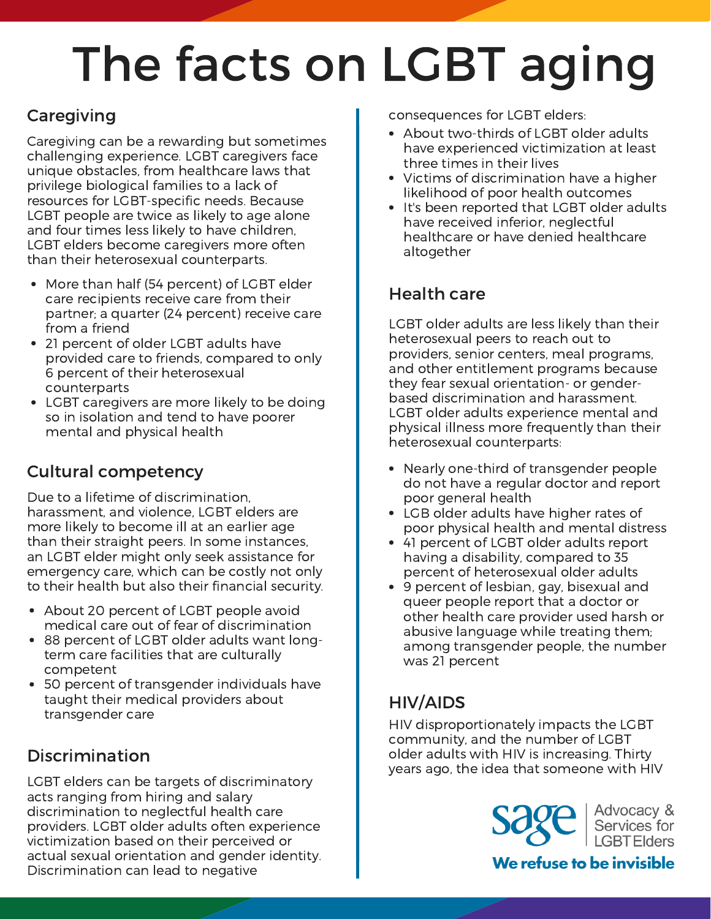# The facts on LGBT aging

## Caregiving

Caregiving can be a rewarding but sometimes challenging experience. LGBT caregivers face unique obstacles, from healthcare laws that privilege biological families to a lack of resources for LGBT-specific needs. Because LGBT people are twice as likely to age alone and four times less likely to have children, LGBT elders become caregivers more often than their heterosexual counterparts.

- More than half (54 percent) of LGBT elder care recipients receive care from their partner; a quarter (24 percent) receive care from a friend
- 21 percent of older LGBT adults have provided care to friends, compared to only 6 percent of their heterosexual counterparts
- LGBT caregivers are more likely to be doing so in isolation and tend to have poorer mental and physical health

## Cultural competency

Due to a lifetime of discrimination, harassment, and violence, LGBT elders are more likely to become ill at an earlier age than their straight peers. In some instances, an LGBT elder might only seek assistance for emergency care, which can be costly not only to their health but also their financial security.

- About 20 percent of LGBT people avoid medical care out of fear of discrimination
- 88 percent of LGBT older adults want long-term care facilities that are culturally competent
- 50 percent of transgender individuals have taught their medical providers about transgender care

## Discrimination

LGBT elders can be targets of discriminatory acts ranging from hiring and salary discrimination to neglectful health care providers. LGBT older adults often experience victimization based on their perceived or actual sexual orientation and gender identity. Discrimination can lead to negative consequences for LGBT elders:

- About two-thirds of LGBT older adults have experienced victimization at least three times in their lives
- Victims of discrimination have a higher likelihood of poor health outcomes
- It's been reported that LGBT older adults have received inferior, neglectful healthcare or have denied healthcare altogether

## Health care

LGBT older adults are less likely than their heterosexual peers to reach out to providers, senior centers, meal programs, and other entitlement programs because they fear sexual orientation- or gender-based discrimination and harassment. LGBT older adults experience mental and physical illness more frequently than their heterosexual counterparts:

- Nearly one-third of transgender people do not have a regular doctor and report poor general health
- LGB older adults have higher rates of poor physical health and mental distress
- 41 percent of LGBT older adults report having a disability, compared to 35 percent of heterosexual older adults
- 9 percent of lesbian, gay, bisexual and queer people report that a doctor or other health care provider used harsh or abusive language while treating them; among transgender people, the number was 21 percent

## HIV/AIDS

HIV disproportionately impacts the LGBT community, and the number of LGBT older adults with HIV is increasing. Thirty years ago, the idea that someone with HIV

sage | Advocacy & Services for LGBT Elders

**We refuse to be invisible**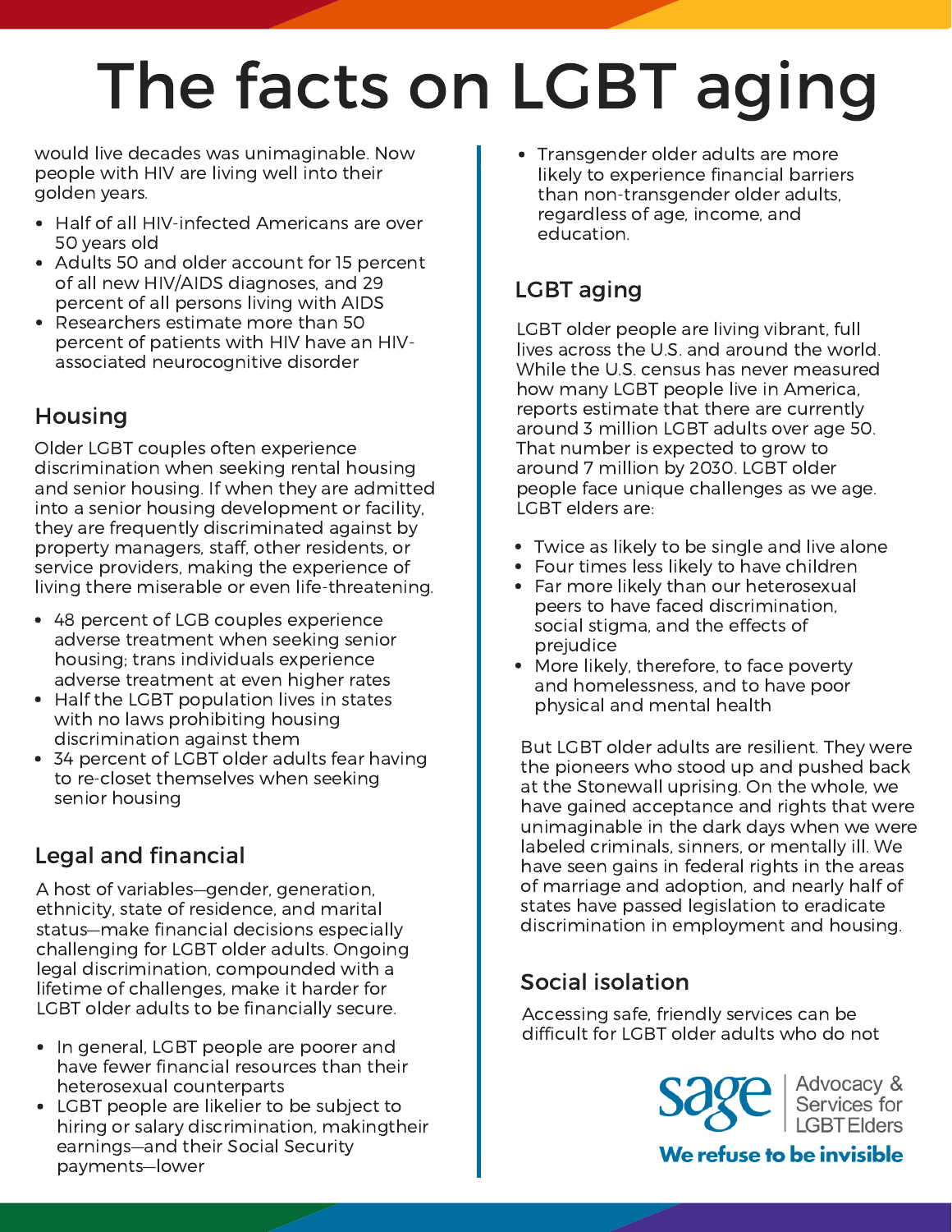# The facts on LGBT aging

would live decades was unimaginable. Now people with HIV are living well into their golden years.

- Half of all HIV-infected Americans are over 50 years old
- Adults 50 and older account for 15 percent of all new HIV/AIDS diagnoses, and 29 percent of all persons living with AIDS
- Researchers estimate more than 50 percent of patients with HIV have an HIV-associated neurocognitive disorder

## Housing

Older LGBT couples often experience discrimination when seeking rental housing and senior housing. If when they are admitted into a senior housing development or facility, they are frequently discriminated against by property managers, staff, other residents, or service providers, making the experience of living there miserable or even life-threatening.

- 48 percent of LGB couples experience adverse treatment when seeking senior housing; trans individuals experience adverse treatment at even higher rates
- Half the LGBT population lives in states with no laws prohibiting housing discrimination against them
- 34 percent of LGBT older adults fear having to re-closet themselves when seeking senior housing

## Legal and financial

A host of variables—gender, generation, ethnicity, state of residence, and marital status—make financial decisions especially challenging for LGBT older adults. Ongoing legal discrimination, compounded with a lifetime of challenges, make it harder for LGBT older adults to be financially secure.

- In general, LGBT people are poorer and have fewer financial resources than their heterosexual counterparts
- LGBT people are likelier to be subject to hiring or salary discrimination, makingtheir earnings—and their Social Security payments—lower
- Transgender older adults are more likely to experience financial barriers than non-transgender older adults, regardless of age, income, and education.

## LGBT aging

LGBT older people are living vibrant, full lives across the U.S. and around the world. While the U.S. census has never measured how many LGBT people live in America, reports estimate that there are currently around 3 million LGBT adults over age 50. That number is expected to grow to around 7 million by 2030. LGBT older people face unique challenges as we age. LGBT elders are:

- Twice as likely to be single and live alone
- Four times less likely to have children
- Far more likely than our heterosexual peers to have faced discrimination, social stigma, and the effects of prejudice
- More likely, therefore, to face poverty and homelessness, and to have poor physical and mental health

But LGBT older adults are resilient. They were the pioneers who stood up and pushed back at the Stonewall uprising. On the whole, we have gained acceptance and rights that were unimaginable in the dark days when we were labeled criminals, sinners, or mentally ill. We have seen gains in federal rights in the areas of marriage and adoption, and nearly half of states have passed legislation to eradicate discrimination in employment and housing.

## Social isolation

Accessing safe, friendly services can be difficult for LGBT older adults who do not

sage | Advocacy & Services for LGBT Elders

**We refuse to be invisible**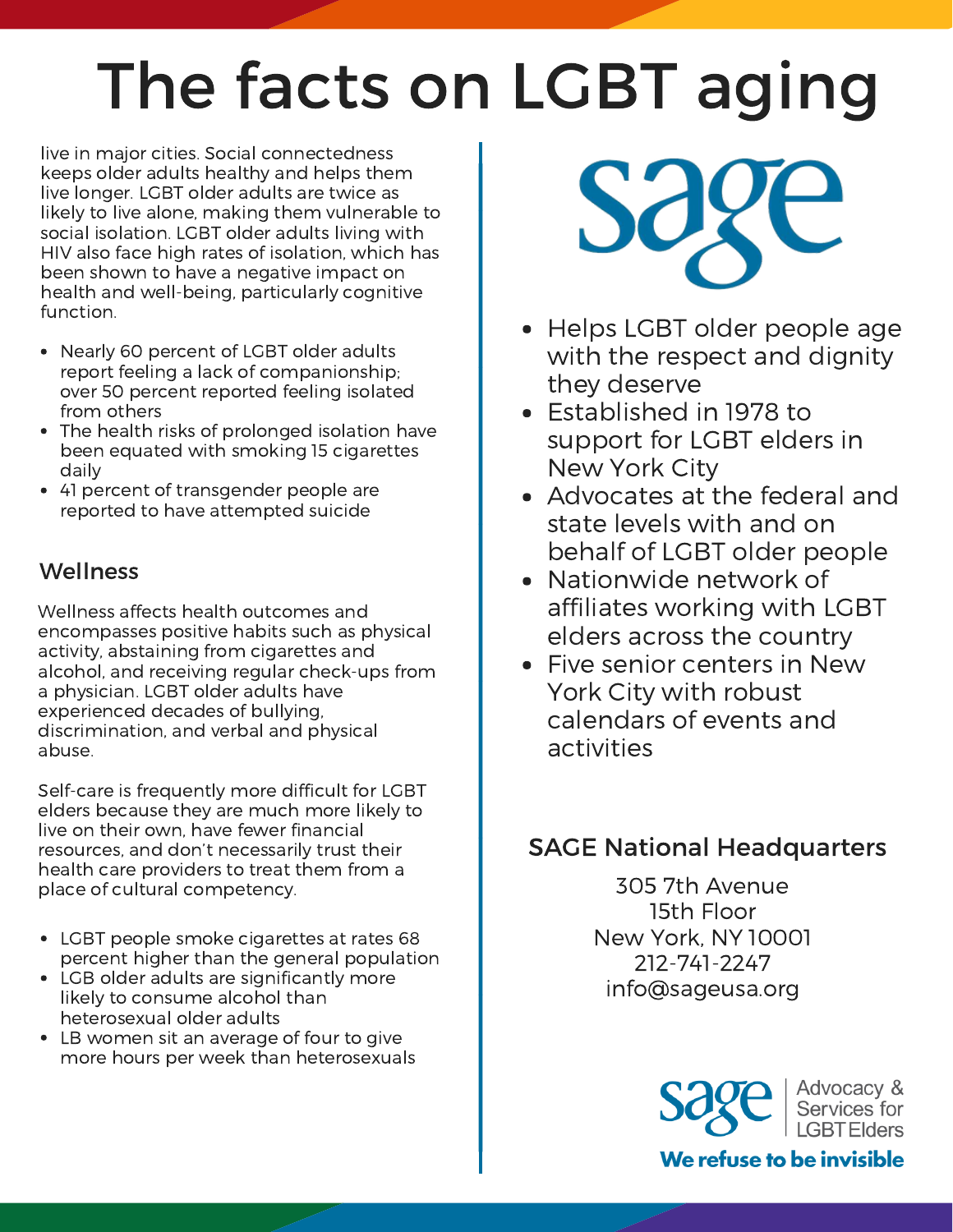# The facts on LGBT aging

live in major cities. Social connectedness keeps older adults healthy and helps them live longer. LGBT older adults are twice as likely to live alone, making them vulnerable to social isolation. LGBT older adults living with HIV also face high rates of isolation, which has been shown to have a negative impact on health and well-being, particularly cognitive function.

- Nearly 60 percent of LGBT older adults report feeling a lack of companionship; over 50 percent reported feeling isolated from others
- The health risks of prolonged isolation have been equated with smoking 15 cigarettes daily
- 41 percent of transgender people are reported to have attempted suicide

## Wellness

Wellness affects health outcomes and encompasses positive habits such as physical activity, abstaining from cigarettes and alcohol, and receiving regular check-ups from a physician. LGBT older adults have experienced decades of bullying, discrimination, and verbal and physical abuse.

Self-care is frequently more difficult for LGBT elders because they are much more likely to live on their own, have fewer financial resources, and don't necessarily trust their health care providers to treat them from a place of cultural competency.

- LGBT people smoke cigarettes at rates 68 percent higher than the general population
- LGB older adults are significantly more likely to consume alcohol than heterosexual older adults
- LB women sit an average of four to give more hours per week than heterosexuals

sage

- Helps LGBT older people age with the respect and dignity they deserve
- Established in 1978 to support for LGBT elders in New York City
- Advocates at the federal and state levels with and on behalf of LGBT older people
- Nationwide network of affiliates working with LGBT elders across the country
- Five senior centers in New York City with robust calendars of events and activities

## SAGE National Headquarters

305 7th Avenue
15th Floor
New York, NY 10001
212-741-2247
info@sageusa.org

sage | Advocacy & Services for LGBT Elders

**We refuse to be invisible**